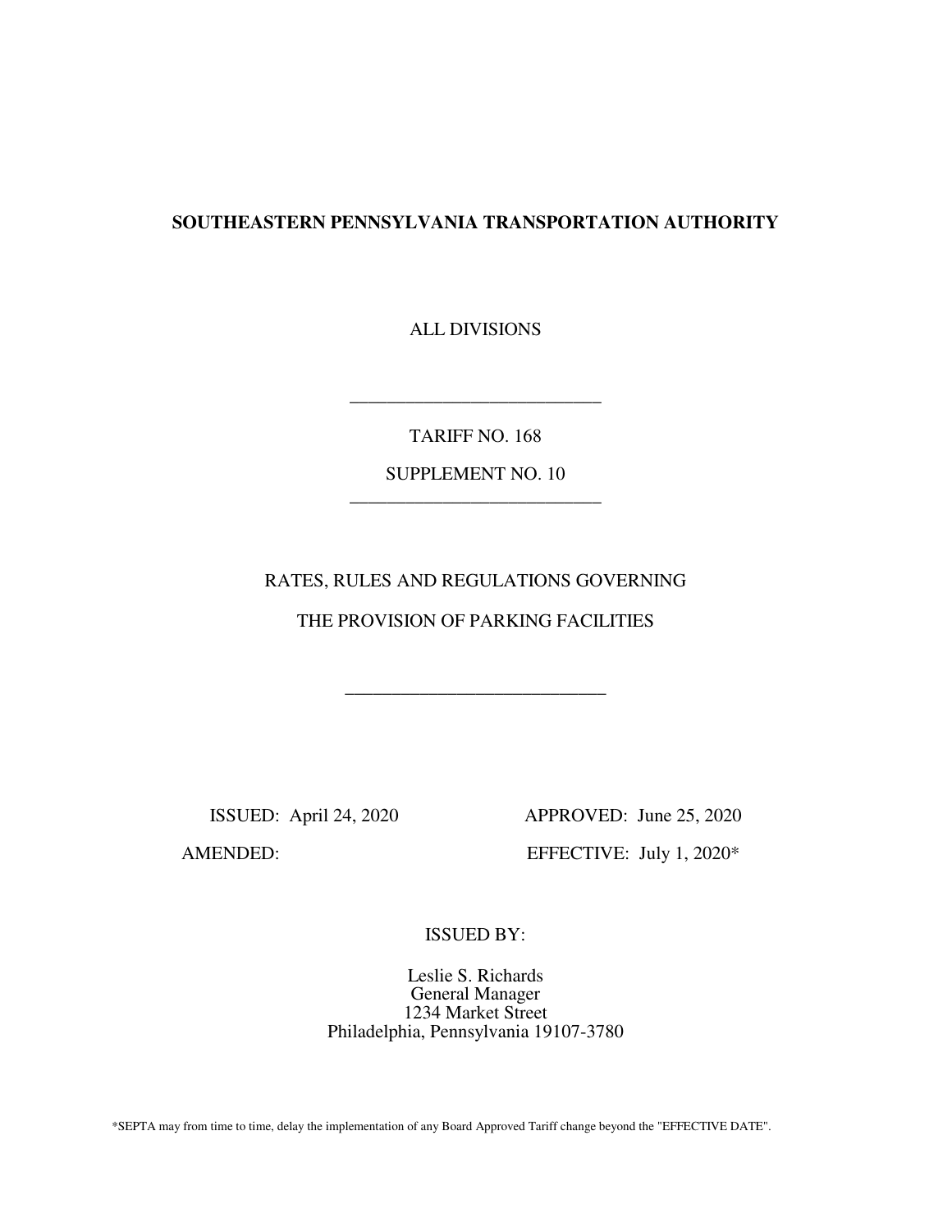**SOUTHEASTERN PENNSYLVANIA TRANSPORTATION AUTHORITY**

ALL DIVISIONS

---

TARIFF NO. 168

SUPPLEMENT NO. 10

---

RATES, RULES AND REGULATIONS GOVERNING

THE PROVISION OF PARKING FACILITIES

---

ISSUED: April 24, 2020

APPROVED: June 25, 2020

AMENDED:

EFFECTIVE: July 1, 2020*

ISSUED BY:

Leslie S. Richards
General Manager
1234 Market Street
Philadelphia, Pennsylvania 19107-3780

*SEPTA may from time to time, delay the implementation of any Board Approved Tariff change beyond the "EFFECTIVE DATE".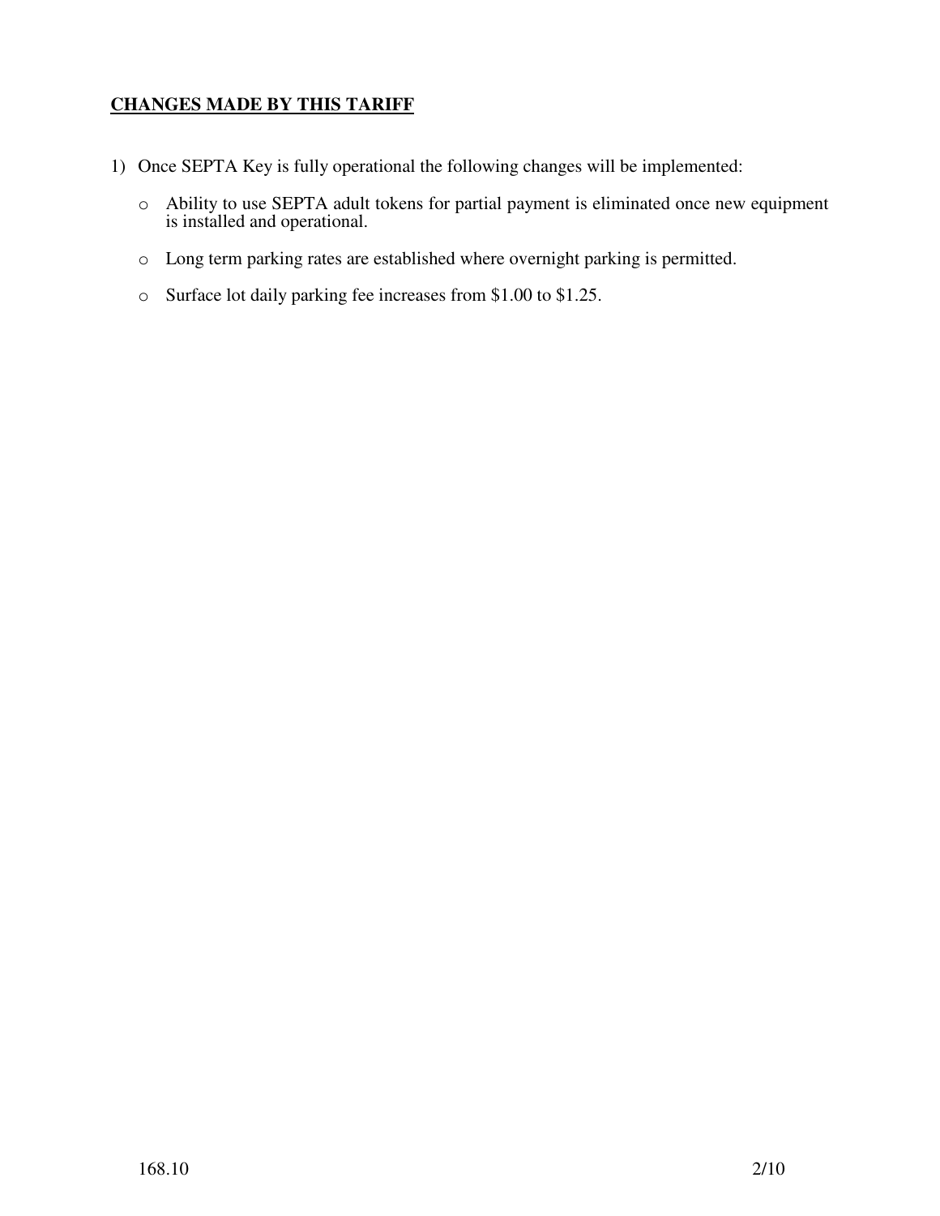**CHANGES MADE BY THIS TARIFF**

1) Once SEPTA Key is fully operational the following changes will be implemented:

   - Ability to use SEPTA adult tokens for partial payment is eliminated once new equipment is installed and operational.

   - Long term parking rates are established where overnight parking is permitted.

   - Surface lot daily parking fee increases from $1.00 to $1.25.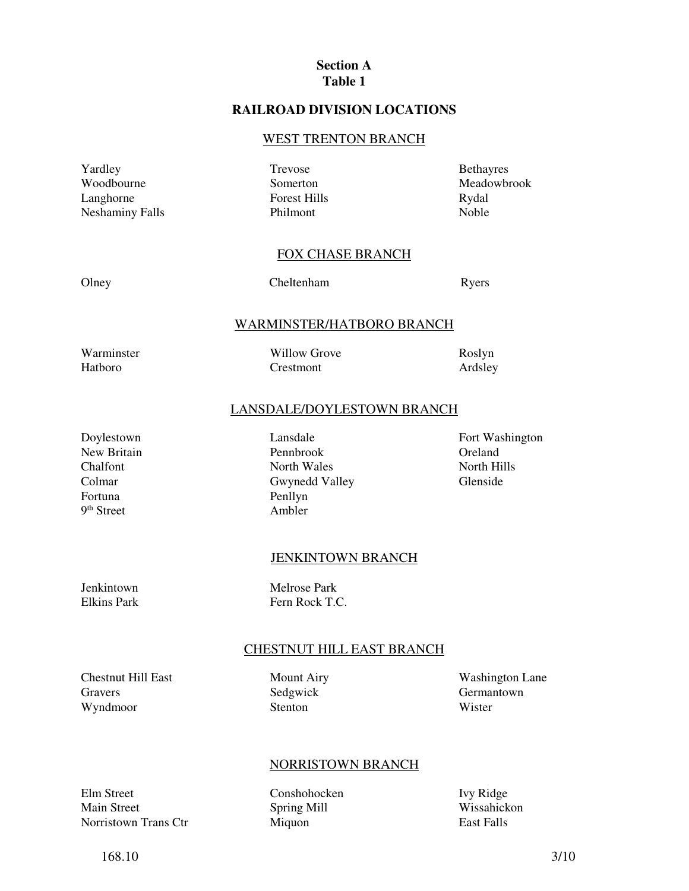**Section A**
**Table 1**

## RAILROAD DIVISION LOCATIONS

### WEST TRENTON BRANCH

| | | |
|---|---|---|
| Yardley | Trevose | Bethayres |
| Woodbourne | Somerton | Meadowbrook |
| Langhorne | Forest Hills | Rydal |
| Neshaminy Falls | Philmont | Noble |

### FOX CHASE BRANCH

| | | |
|---|---|---|
| Olney | Cheltenham | Ryers |

### WARMINSTER/HATBORO BRANCH

| | | |
|---|---|---|
| Warminster | Willow Grove | Roslyn |
| Hatboro | Crestmont | Ardsley |

### LANSDALE/DOYLESTOWN BRANCH

| | | |
|---|---|---|
| Doylestown | Lansdale | Fort Washington |
| New Britain | Pennbrook | Oreland |
| Chalfont | North Wales | North Hills |
| Colmar | Gwynedd Valley | Glenside |
| Fortuna | Penllyn | |
| 9th Street | Ambler | |

### JENKINTOWN BRANCH

| | |
|---|---|
| Jenkintown | Melrose Park |
| Elkins Park | Fern Rock T.C. |

### CHESTNUT HILL EAST BRANCH

| | | |
|---|---|---|
| Chestnut Hill East | Mount Airy | Washington Lane |
| Gravers | Sedgwick | Germantown |
| Wyndmoor | Stenton | Wister |

### NORRISTOWN BRANCH

| | | |
|---|---|---|
| Elm Street | Conshohocken | Ivy Ridge |
| Main Street | Spring Mill | Wissahickon |
| Norristown Trans Ctr | Miquon | East Falls |

168.10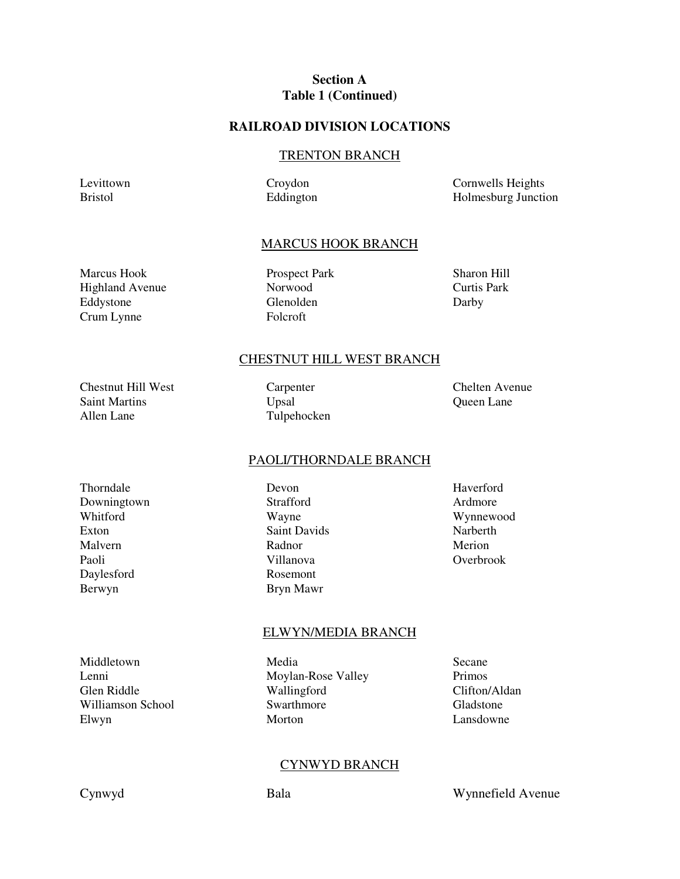# Section A
# Table 1 (Continued)

## RAILROAD DIVISION LOCATIONS

### TRENTON BRANCH

| | | |
|---|---|---|
| Levittown | Croydon | Cornwells Heights |
| Bristol | Eddington | Holmesburg Junction |

### MARCUS HOOK BRANCH

| | | |
|---|---|---|
| Marcus Hook | Prospect Park | Sharon Hill |
| Highland Avenue | Norwood | Curtis Park |
| Eddystone | Glenolden | Darby |
| Crum Lynne | Folcroft | |

### CHESTNUT HILL WEST BRANCH

| | | |
|---|---|---|
| Chestnut Hill West | Carpenter | Chelten Avenue |
| Saint Martins | Upsal | Queen Lane |
| Allen Lane | Tulpehocken | |

### PAOLI/THORNDALE BRANCH

| | | |
|---|---|---|
| Thorndale | Devon | Haverford |
| Downingtown | Strafford | Ardmore |
| Whitford | Wayne | Wynnewood |
| Exton | Saint Davids | Narberth |
| Malvern | Radnor | Merion |
| Paoli | Villanova | Overbrook |
| Daylesford | Rosemont | |
| Berwyn | Bryn Mawr | |

### ELWYN/MEDIA BRANCH

| | | |
|---|---|---|
| Middletown | Media | Secane |
| Lenni | Moylan-Rose Valley | Primos |
| Glen Riddle | Wallingford | Clifton/Aldan |
| Williamson School | Swarthmore | Gladstone |
| Elwyn | Morton | Lansdowne |

### CYNWYD BRANCH

| | | |
|---|---|---|
| Cynwyd | Bala | Wynnefield Avenue |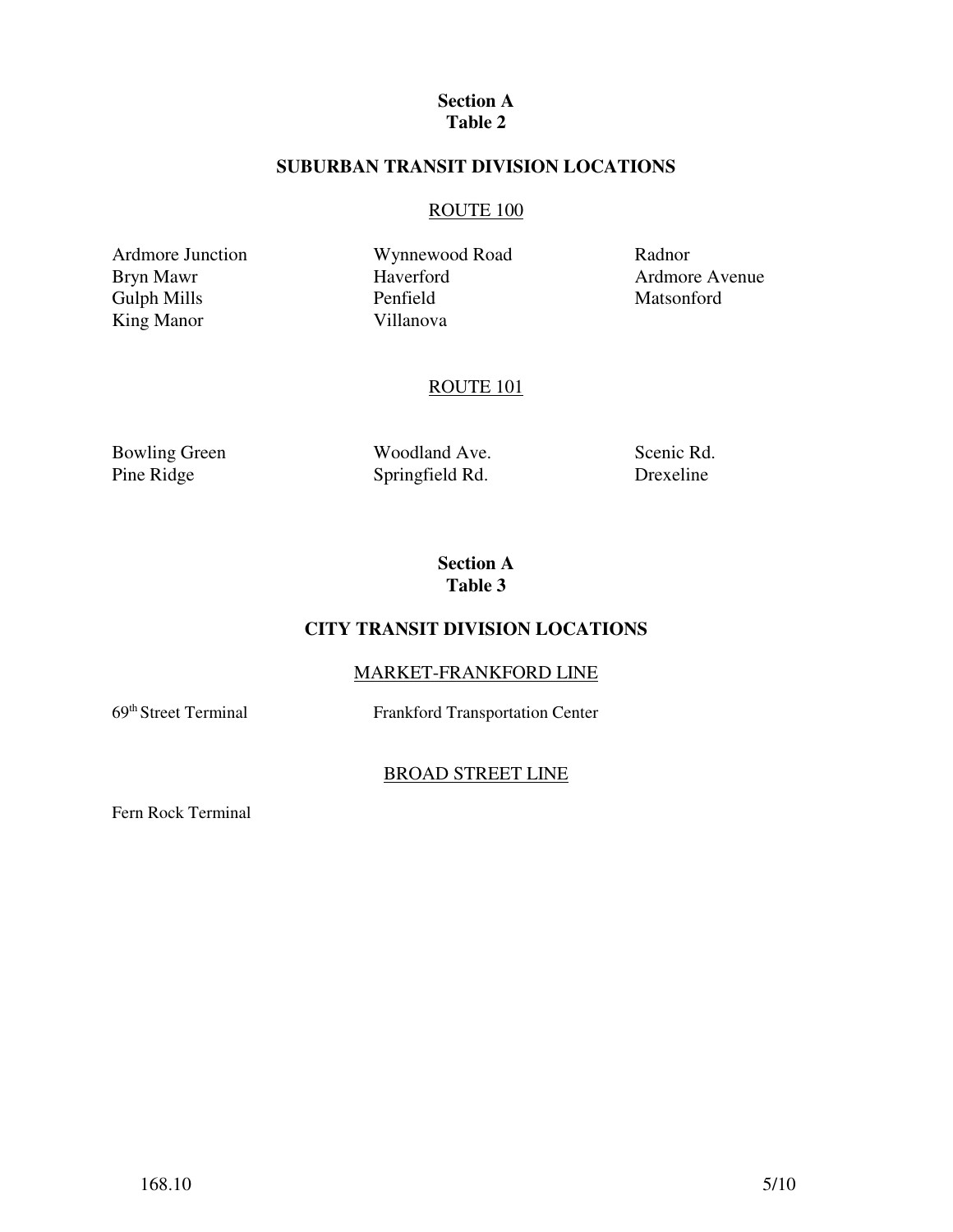**Section A**
**Table 2**

## SUBURBAN TRANSIT DIVISION LOCATIONS

### ROUTE 100

| | | |
|---|---|---|
| Ardmore Junction | Wynnewood Road | Radnor |
| Bryn Mawr | Haverford | Ardmore Avenue |
| Gulph Mills | Penfield | Matsonford |
| King Manor | Villanova | |

### ROUTE 101

| | | |
|---|---|---|
| Bowling Green | Woodland Ave. | Scenic Rd. |
| Pine Ridge | Springfield Rd. | Drexeline |

**Section A**
**Table 3**

## CITY TRANSIT DIVISION LOCATIONS

### MARKET-FRANKFORD LINE

| | |
|---|---|
| 69th Street Terminal | Frankford Transportation Center |

### BROAD STREET LINE

Fern Rock Terminal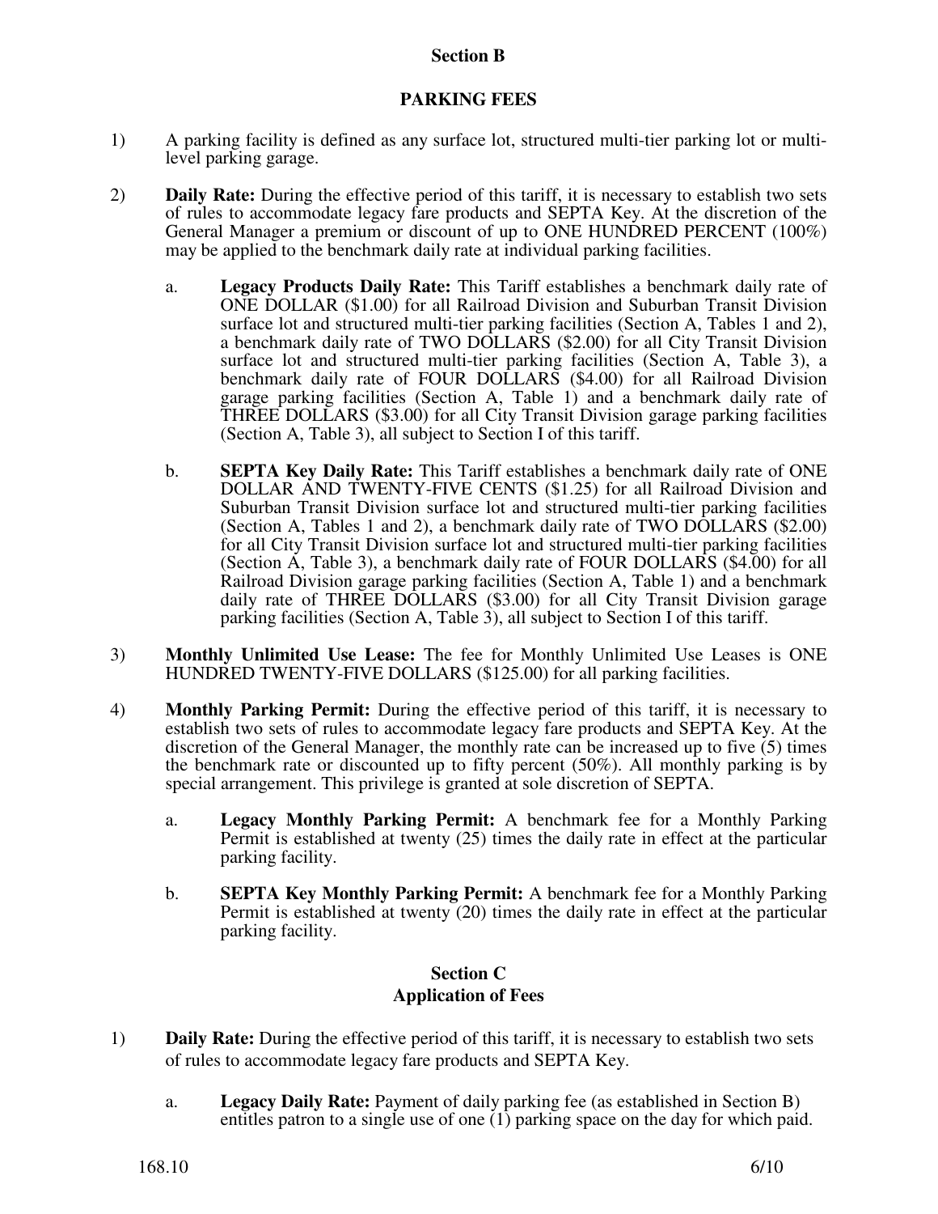## Section B

## PARKING FEES

1) A parking facility is defined as any surface lot, structured multi-tier parking lot or multi-level parking garage.

2) **Daily Rate:** During the effective period of this tariff, it is necessary to establish two sets of rules to accommodate legacy fare products and SEPTA Key. At the discretion of the General Manager a premium or discount of up to ONE HUNDRED PERCENT (100%) may be applied to the benchmark daily rate at individual parking facilities.

   a. **Legacy Products Daily Rate:** This Tariff establishes a benchmark daily rate of ONE DOLLAR ($1.00) for all Railroad Division and Suburban Transit Division surface lot and structured multi-tier parking facilities (Section A, Tables 1 and 2), a benchmark daily rate of TWO DOLLARS ($2.00) for all City Transit Division surface lot and structured multi-tier parking facilities (Section A, Table 3), a benchmark daily rate of FOUR DOLLARS ($4.00) for all Railroad Division garage parking facilities (Section A, Table 1) and a benchmark daily rate of THREE DOLLARS ($3.00) for all City Transit Division garage parking facilities (Section A, Table 3), all subject to Section I of this tariff.

   b. **SEPTA Key Daily Rate:** This Tariff establishes a benchmark daily rate of ONE DOLLAR AND TWENTY-FIVE CENTS ($1.25) for all Railroad Division and Suburban Transit Division surface lot and structured multi-tier parking facilities (Section A, Tables 1 and 2), a benchmark daily rate of TWO DOLLARS ($2.00) for all City Transit Division surface lot and structured multi-tier parking facilities (Section A, Table 3), a benchmark daily rate of FOUR DOLLARS ($4.00) for all Railroad Division garage parking facilities (Section A, Table 1) and a benchmark daily rate of THREE DOLLARS ($3.00) for all City Transit Division garage parking facilities (Section A, Table 3), all subject to Section I of this tariff.

3) **Monthly Unlimited Use Lease:** The fee for Monthly Unlimited Use Leases is ONE HUNDRED TWENTY-FIVE DOLLARS ($125.00) for all parking facilities.

4) **Monthly Parking Permit:** During the effective period of this tariff, it is necessary to establish two sets of rules to accommodate legacy fare products and SEPTA Key. At the discretion of the General Manager, the monthly rate can be increased up to five (5) times the benchmark rate or discounted up to fifty percent (50%). All monthly parking is by special arrangement. This privilege is granted at sole discretion of SEPTA.

   a. **Legacy Monthly Parking Permit:** A benchmark fee for a Monthly Parking Permit is established at twenty (25) times the daily rate in effect at the particular parking facility.

   b. **SEPTA Key Monthly Parking Permit:** A benchmark fee for a Monthly Parking Permit is established at twenty (20) times the daily rate in effect at the particular parking facility.

## Section C
## Application of Fees

1) **Daily Rate:** During the effective period of this tariff, it is necessary to establish two sets of rules to accommodate legacy fare products and SEPTA Key.

   a. **Legacy Daily Rate:** Payment of daily parking fee (as established in Section B) entitles patron to a single use of one (1) parking space on the day for which paid.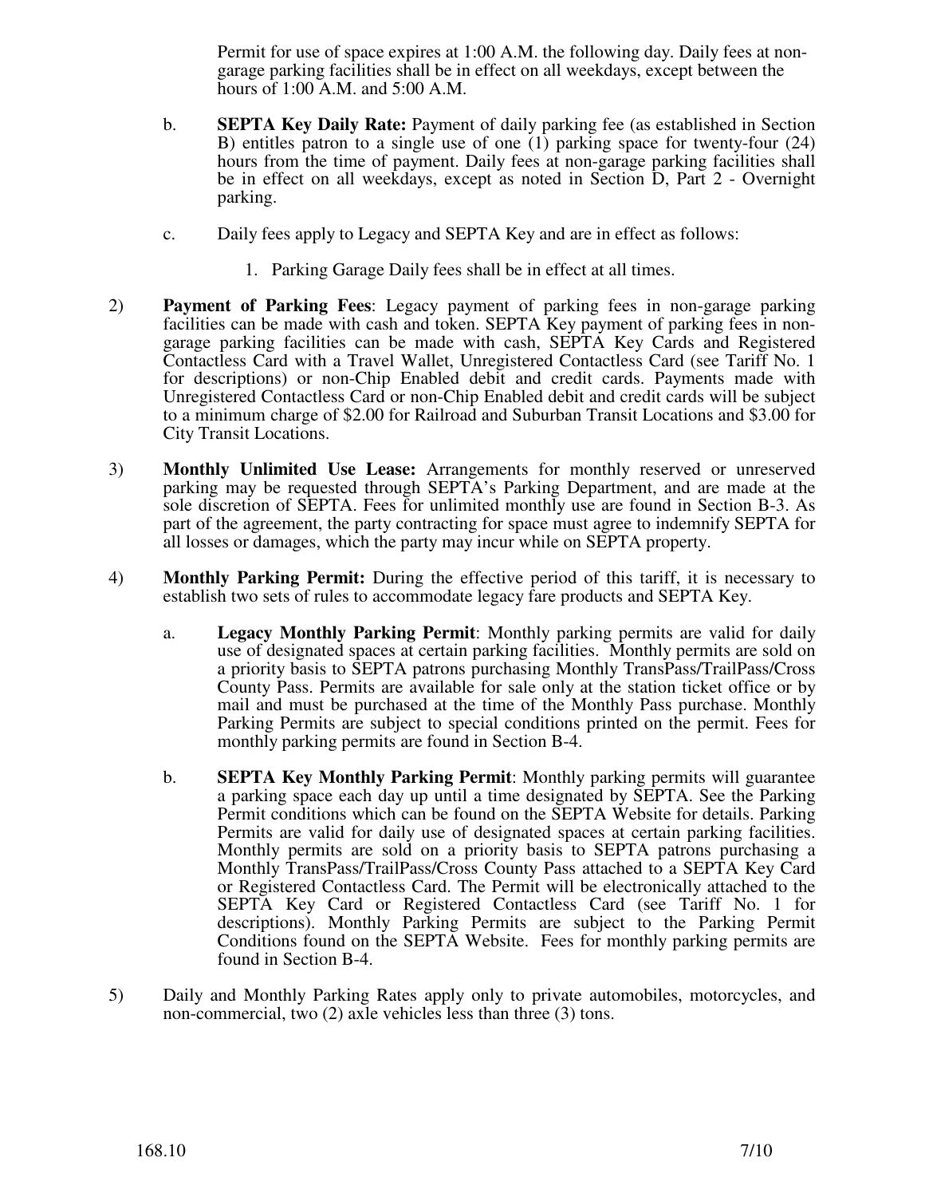Permit for use of space expires at 1:00 A.M. the following day. Daily fees at non-garage parking facilities shall be in effect on all weekdays, except between the hours of 1:00 A.M. and 5:00 A.M.

b. **SEPTA Key Daily Rate:** Payment of daily parking fee (as established in Section B) entitles patron to a single use of one (1) parking space for twenty-four (24) hours from the time of payment. Daily fees at non-garage parking facilities shall be in effect on all weekdays, except as noted in Section D, Part 2 - Overnight parking.

c. Daily fees apply to Legacy and SEPTA Key and are in effect as follows:

   1. Parking Garage Daily fees shall be in effect at all times.

2) **Payment of Parking Fees**: Legacy payment of parking fees in non-garage parking facilities can be made with cash and token. SEPTA Key payment of parking fees in non-garage parking facilities can be made with cash, SEPTA Key Cards and Registered Contactless Card with a Travel Wallet, Unregistered Contactless Card (see Tariff No. 1 for descriptions) or non-Chip Enabled debit and credit cards. Payments made with Unregistered Contactless Card or non-Chip Enabled debit and credit cards will be subject to a minimum charge of $2.00 for Railroad and Suburban Transit Locations and $3.00 for City Transit Locations.

3) **Monthly Unlimited Use Lease:** Arrangements for monthly reserved or unreserved parking may be requested through SEPTA's Parking Department, and are made at the sole discretion of SEPTA. Fees for unlimited monthly use are found in Section B-3. As part of the agreement, the party contracting for space must agree to indemnify SEPTA for all losses or damages, which the party may incur while on SEPTA property.

4) **Monthly Parking Permit:** During the effective period of this tariff, it is necessary to establish two sets of rules to accommodate legacy fare products and SEPTA Key.

a. **Legacy Monthly Parking Permit**: Monthly parking permits are valid for daily use of designated spaces at certain parking facilities. Monthly permits are sold on a priority basis to SEPTA patrons purchasing Monthly TransPass/TrailPass/Cross County Pass. Permits are available for sale only at the station ticket office or by mail and must be purchased at the time of the Monthly Pass purchase. Monthly Parking Permits are subject to special conditions printed on the permit. Fees for monthly parking permits are found in Section B-4.

b. **SEPTA Key Monthly Parking Permit**: Monthly parking permits will guarantee a parking space each day up until a time designated by SEPTA. See the Parking Permit conditions which can be found on the SEPTA Website for details. Parking Permits are valid for daily use of designated spaces at certain parking facilities. Monthly permits are sold on a priority basis to SEPTA patrons purchasing a Monthly TransPass/TrailPass/Cross County Pass attached to a SEPTA Key Card or Registered Contactless Card. The Permit will be electronically attached to the SEPTA Key Card or Registered Contactless Card (see Tariff No. 1 for descriptions). Monthly Parking Permits are subject to the Parking Permit Conditions found on the SEPTA Website. Fees for monthly parking permits are found in Section B-4.

5) Daily and Monthly Parking Rates apply only to private automobiles, motorcycles, and non-commercial, two (2) axle vehicles less than three (3) tons.

168.10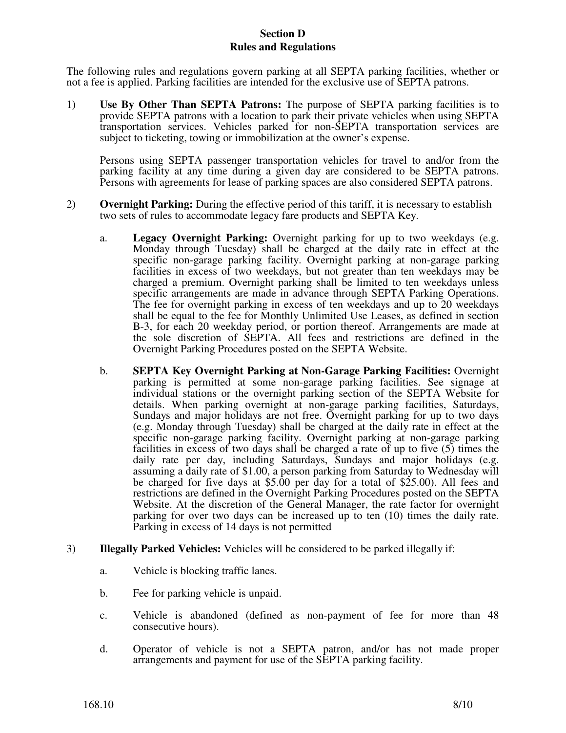## Section D
## Rules and Regulations

The following rules and regulations govern parking at all SEPTA parking facilities, whether or not a fee is applied. Parking facilities are intended for the exclusive use of SEPTA patrons.

1) **Use By Other Than SEPTA Patrons:** The purpose of SEPTA parking facilities is to provide SEPTA patrons with a location to park their private vehicles when using SEPTA transportation services. Vehicles parked for non-SEPTA transportation services are subject to ticketing, towing or immobilization at the owner's expense.

   Persons using SEPTA passenger transportation vehicles for travel to and/or from the parking facility at any time during a given day are considered to be SEPTA patrons. Persons with agreements for lease of parking spaces are also considered SEPTA patrons.

2) **Overnight Parking:** During the effective period of this tariff, it is necessary to establish two sets of rules to accommodate legacy fare products and SEPTA Key.

   a. **Legacy Overnight Parking:** Overnight parking for up to two weekdays (e.g. Monday through Tuesday) shall be charged at the daily rate in effect at the specific non-garage parking facility. Overnight parking at non-garage parking facilities in excess of two weekdays, but not greater than ten weekdays may be charged a premium. Overnight parking shall be limited to ten weekdays unless specific arrangements are made in advance through SEPTA Parking Operations. The fee for overnight parking in excess of ten weekdays and up to 20 weekdays shall be equal to the fee for Monthly Unlimited Use Leases, as defined in section B-3, for each 20 weekday period, or portion thereof. Arrangements are made at the sole discretion of SEPTA. All fees and restrictions are defined in the Overnight Parking Procedures posted on the SEPTA Website.

   b. **SEPTA Key Overnight Parking at Non-Garage Parking Facilities:** Overnight parking is permitted at some non-garage parking facilities. See signage at individual stations or the overnight parking section of the SEPTA Website for details. When parking overnight at non-garage parking facilities, Saturdays, Sundays and major holidays are not free. Overnight parking for up to two days (e.g. Monday through Tuesday) shall be charged at the daily rate in effect at the specific non-garage parking facility. Overnight parking at non-garage parking facilities in excess of two days shall be charged a rate of up to five (5) times the daily rate per day, including Saturdays, Sundays and major holidays (e.g. assuming a daily rate of $1.00, a person parking from Saturday to Wednesday will be charged for five days at $5.00 per day for a total of $25.00). All fees and restrictions are defined in the Overnight Parking Procedures posted on the SEPTA Website. At the discretion of the General Manager, the rate factor for overnight parking for over two days can be increased up to ten (10) times the daily rate. Parking in excess of 14 days is not permitted

3) **Illegally Parked Vehicles:** Vehicles will be considered to be parked illegally if:

   a. Vehicle is blocking traffic lanes.

   b. Fee for parking vehicle is unpaid.

   c. Vehicle is abandoned (defined as non-payment of fee for more than 48 consecutive hours).

   d. Operator of vehicle is not a SEPTA patron, and/or has not made proper arrangements and payment for use of the SEPTA parking facility.

168.10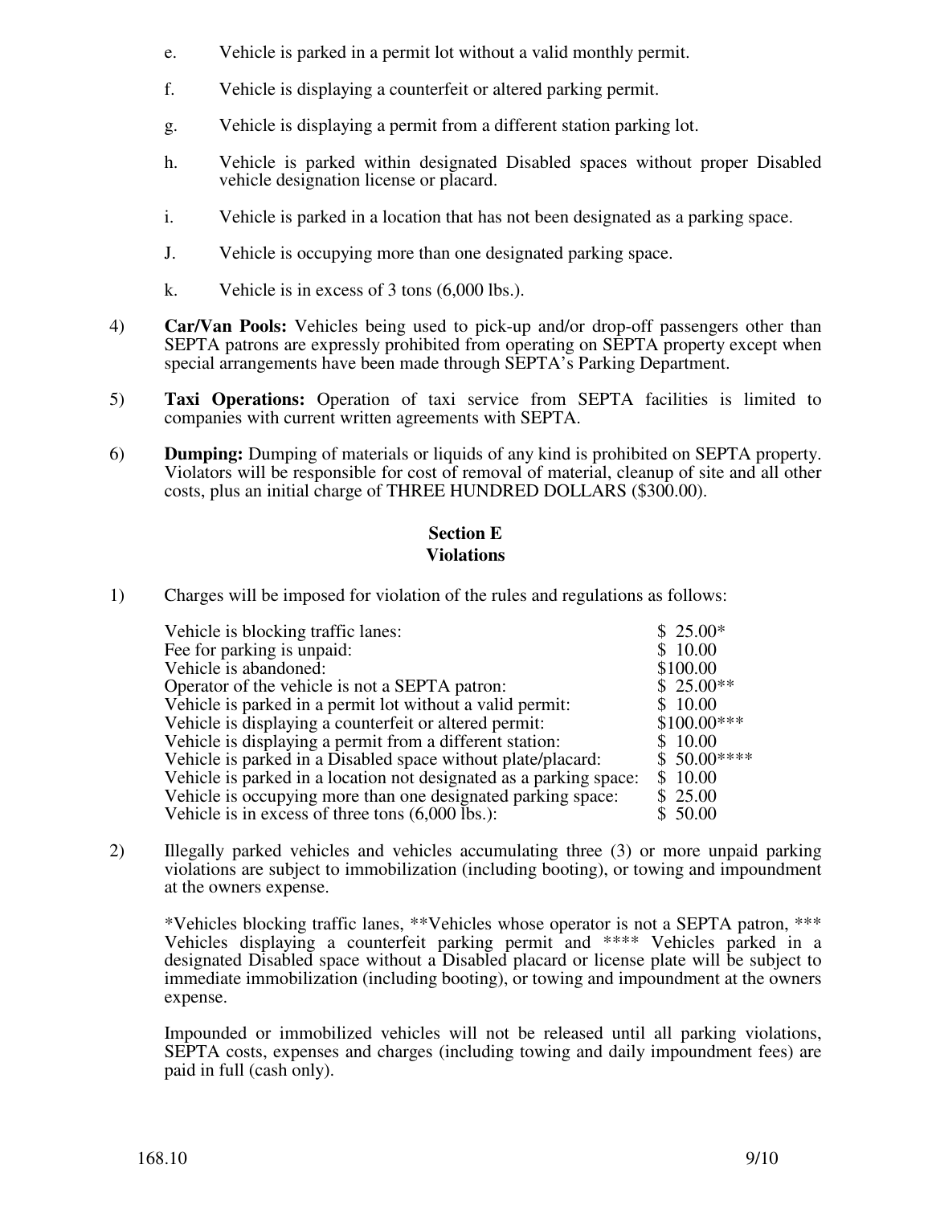e. Vehicle is parked in a permit lot without a valid monthly permit.

f. Vehicle is displaying a counterfeit or altered parking permit.

g. Vehicle is displaying a permit from a different station parking lot.

h. Vehicle is parked within designated Disabled spaces without proper Disabled vehicle designation license or placard.

i. Vehicle is parked in a location that has not been designated as a parking space.

J. Vehicle is occupying more than one designated parking space.

k. Vehicle is in excess of 3 tons (6,000 lbs.).

4) **Car/Van Pools:** Vehicles being used to pick-up and/or drop-off passengers other than SEPTA patrons are expressly prohibited from operating on SEPTA property except when special arrangements have been made through SEPTA's Parking Department.

5) **Taxi Operations:** Operation of taxi service from SEPTA facilities is limited to companies with current written agreements with SEPTA.

6) **Dumping:** Dumping of materials or liquids of any kind is prohibited on SEPTA property. Violators will be responsible for cost of removal of material, cleanup of site and all other costs, plus an initial charge of THREE HUNDRED DOLLARS ($300.00).

## Section E
## Violations

1) Charges will be imposed for violation of the rules and regulations as follows:

| Violation | Charge |
|---|---|
| Vehicle is blocking traffic lanes: | $ 25.00* |
| Fee for parking is unpaid: | $ 10.00 |
| Vehicle is abandoned: | $100.00 |
| Operator of the vehicle is not a SEPTA patron: | $ 25.00** |
| Vehicle is parked in a permit lot without a valid permit: | $ 10.00 |
| Vehicle is displaying a counterfeit or altered permit: | $100.00*** |
| Vehicle is displaying a permit from a different station: | $ 10.00 |
| Vehicle is parked in a Disabled space without plate/placard: | $ 50.00**** |
| Vehicle is parked in a location not designated as a parking space: | $ 10.00 |
| Vehicle is occupying more than one designated parking space: | $ 25.00 |
| Vehicle is in excess of three tons (6,000 lbs.): | $ 50.00 |

2) Illegally parked vehicles and vehicles accumulating three (3) or more unpaid parking violations are subject to immobilization (including booting), or towing and impoundment at the owners expense.

*Vehicles blocking traffic lanes, **Vehicles whose operator is not a SEPTA patron, *** Vehicles displaying a counterfeit parking permit and **** Vehicles parked in a designated Disabled space without a Disabled placard or license plate will be subject to immediate immobilization (including booting), or towing and impoundment at the owners expense.

Impounded or immobilized vehicles will not be released until all parking violations, SEPTA costs, expenses and charges (including towing and daily impoundment fees) are paid in full (cash only).

168.10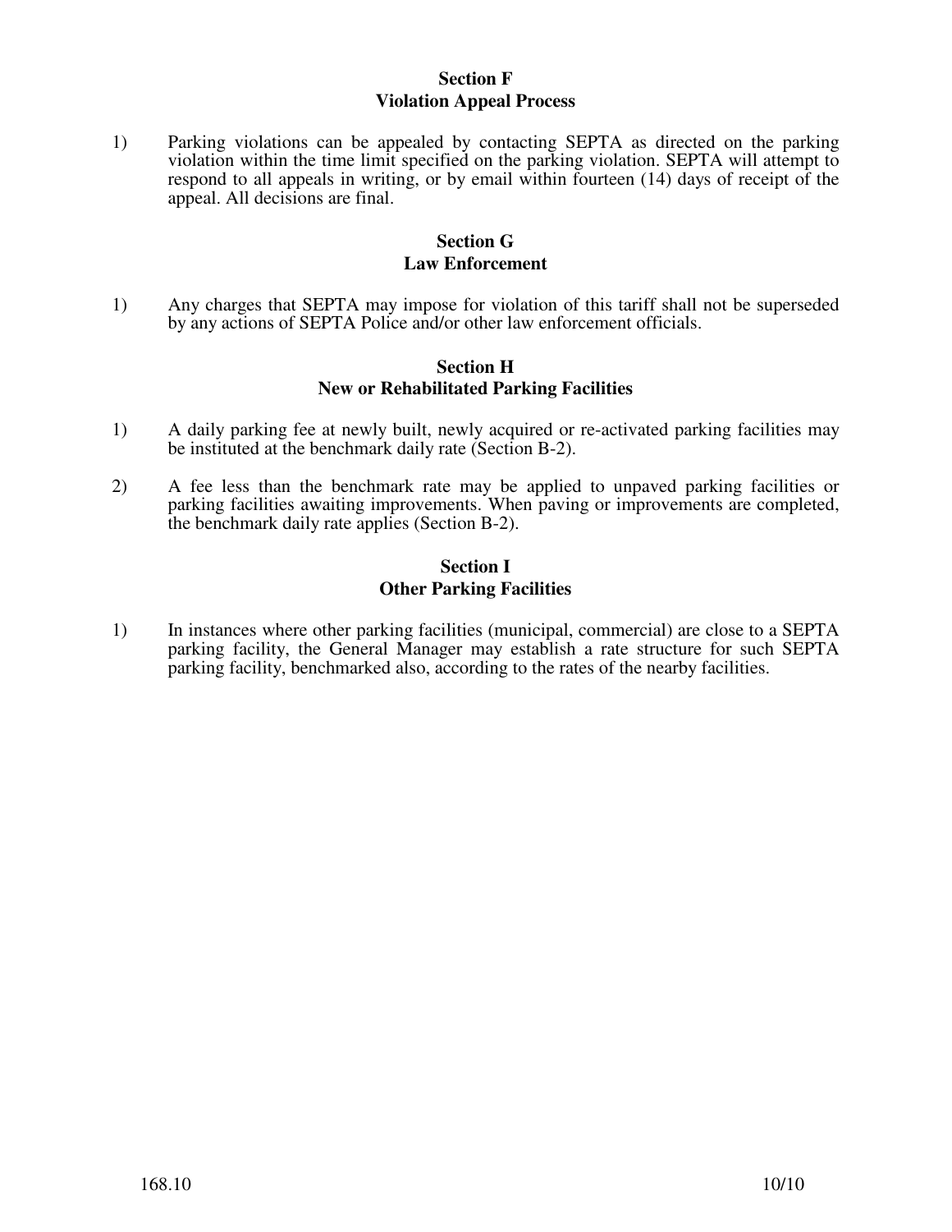## Section F
## Violation Appeal Process

1) Parking violations can be appealed by contacting SEPTA as directed on the parking violation within the time limit specified on the parking violation. SEPTA will attempt to respond to all appeals in writing, or by email within fourteen (14) days of receipt of the appeal. All decisions are final.

## Section G
## Law Enforcement

1) Any charges that SEPTA may impose for violation of this tariff shall not be superseded by any actions of SEPTA Police and/or other law enforcement officials.

## Section H
## New or Rehabilitated Parking Facilities

1) A daily parking fee at newly built, newly acquired or re-activated parking facilities may be instituted at the benchmark daily rate (Section B-2).

2) A fee less than the benchmark rate may be applied to unpaved parking facilities or parking facilities awaiting improvements. When paving or improvements are completed, the benchmark daily rate applies (Section B-2).

## Section I
## Other Parking Facilities

1) In instances where other parking facilities (municipal, commercial) are close to a SEPTA parking facility, the General Manager may establish a rate structure for such SEPTA parking facility, benchmarked also, according to the rates of the nearby facilities.